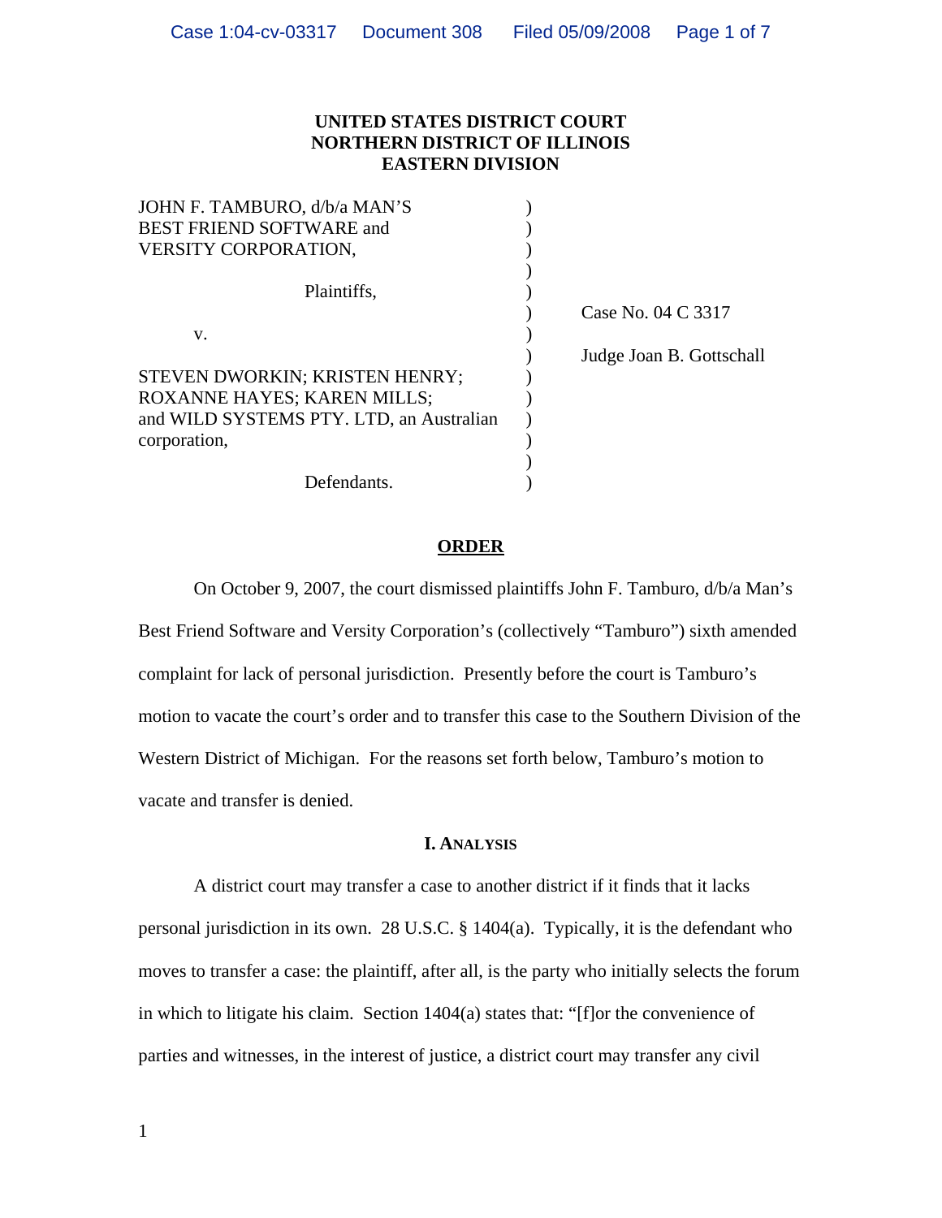**UNITED STATES DISTRICT COURT**
**NORTHERN DISTRICT OF ILLINOIS**
**EASTERN DIVISION**

| | | |
|---|---|---|
| JOHN F. TAMBURO, d/b/a MAN'S BEST FRIEND SOFTWARE and VERSITY CORPORATION, | ) | |
| Plaintiffs, | ) | Case No. 04 C 3317 |
| v. | ) | Judge Joan B. Gottschall |
| STEVEN DWORKIN; KRISTEN HENRY; ROXANNE HAYES; KAREN MILLS; and WILD SYSTEMS PTY. LTD, an Australian corporation, | ) | |
| Defendants. | ) | |

## ORDER

On October 9, 2007, the court dismissed plaintiffs John F. Tamburo, d/b/a Man's Best Friend Software and Versity Corporation's (collectively "Tamburo") sixth amended complaint for lack of personal jurisdiction. Presently before the court is Tamburo's motion to vacate the court's order and to transfer this case to the Southern Division of the Western District of Michigan. For the reasons set forth below, Tamburo's motion to vacate and transfer is denied.

### I. ANALYSIS

A district court may transfer a case to another district if it finds that it lacks personal jurisdiction in its own. 28 U.S.C. § 1404(a). Typically, it is the defendant who moves to transfer a case: the plaintiff, after all, is the party who initially selects the forum in which to litigate his claim. Section 1404(a) states that: "[f]or the convenience of parties and witnesses, in the interest of justice, a district court may transfer any civil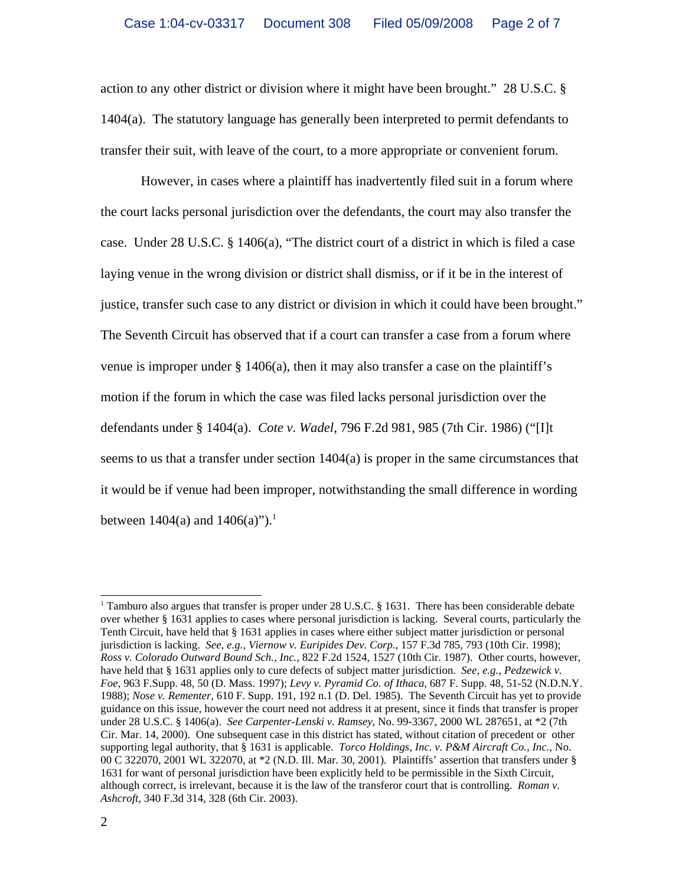action to any other district or division where it might have been brought." 28 U.S.C. § 1404(a). The statutory language has generally been interpreted to permit defendants to transfer their suit, with leave of the court, to a more appropriate or convenient forum.

However, in cases where a plaintiff has inadvertently filed suit in a forum where the court lacks personal jurisdiction over the defendants, the court may also transfer the case. Under 28 U.S.C. § 1406(a), "The district court of a district in which is filed a case laying venue in the wrong division or district shall dismiss, or if it be in the interest of justice, transfer such case to any district or division in which it could have been brought." The Seventh Circuit has observed that if a court can transfer a case from a forum where venue is improper under § 1406(a), then it may also transfer a case on the plaintiff's motion if the forum in which the case was filed lacks personal jurisdiction over the defendants under § 1404(a). *Cote v. Wadel*, 796 F.2d 981, 985 (7th Cir. 1986) ("[I]t seems to us that a transfer under section 1404(a) is proper in the same circumstances that it would be if venue had been improper, notwithstanding the small difference in wording between 1404(a) and 1406(a)").[1]

---

[1] Tamburo also argues that transfer is proper under 28 U.S.C. § 1631. There has been considerable debate over whether § 1631 applies to cases where personal jurisdiction is lacking. Several courts, particularly the Tenth Circuit, have held that § 1631 applies in cases where either subject matter jurisdiction or personal jurisdiction is lacking. *See, e.g., Viernow v. Euripides Dev. Corp.*, 157 F.3d 785, 793 (10th Cir. 1998); *Ross v. Colorado Outward Bound Sch., Inc.*, 822 F.2d 1524, 1527 (10th Cir. 1987). Other courts, however, have held that § 1631 applies only to cure defects of subject matter jurisdiction. *See, e.g., Pedzewick v. Foe*, 963 F.Supp. 48, 50 (D. Mass. 1997); *Levy v. Pyramid Co. of Ithaca*, 687 F. Supp. 48, 51-52 (N.D.N.Y. 1988); *Nose v. Rementer*, 610 F. Supp. 191, 192 n.1 (D. Del. 1985). The Seventh Circuit has yet to provide guidance on this issue, however the court need not address it at present, since it finds that transfer is proper under 28 U.S.C. § 1406(a). *See Carpenter-Lenski v. Ramsey*, No. 99-3367, 2000 WL 287651, at *2 (7th Cir. Mar. 14, 2000). One subsequent case in this district has stated, without citation of precedent or other supporting legal authority, that § 1631 is applicable. *Torco Holdings, Inc. v. P&M Aircraft Co., Inc.*, No. 00 C 322070, 2001 WL 322070, at *2 (N.D. Ill. Mar. 30, 2001). Plaintiffs' assertion that transfers under § 1631 for want of personal jurisdiction have been explicitly held to be permissible in the Sixth Circuit, although correct, is irrelevant, because it is the law of the transferor court that is controlling. *Roman v. Ashcroft*, 340 F.3d 314, 328 (6th Cir. 2003).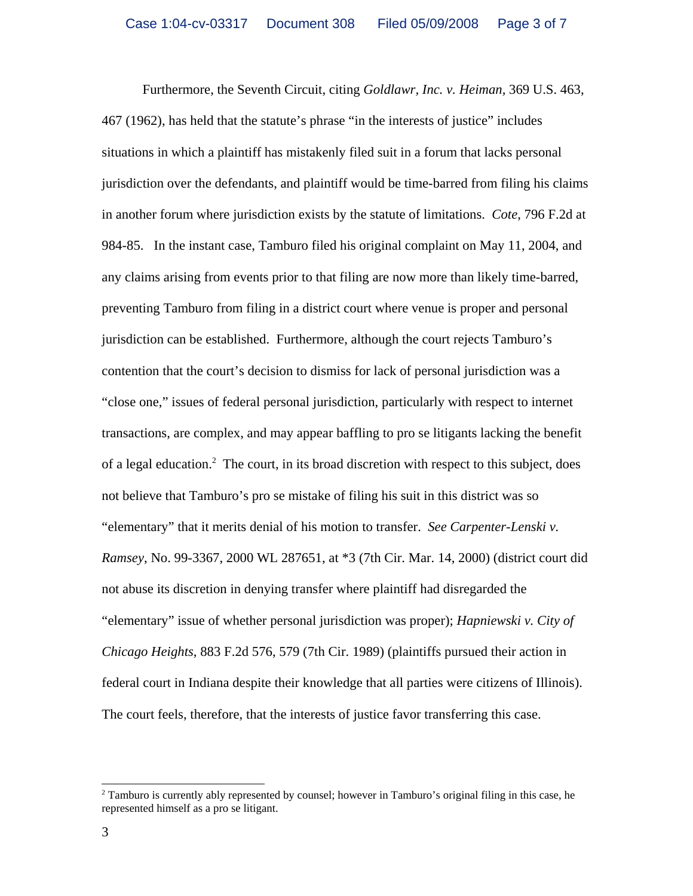Furthermore, the Seventh Circuit, citing *Goldlawr, Inc. v. Heiman*, 369 U.S. 463, 467 (1962), has held that the statute's phrase "in the interests of justice" includes situations in which a plaintiff has mistakenly filed suit in a forum that lacks personal jurisdiction over the defendants, and plaintiff would be time-barred from filing his claims in another forum where jurisdiction exists by the statute of limitations. *Cote*, 796 F.2d at 984-85. In the instant case, Tamburo filed his original complaint on May 11, 2004, and any claims arising from events prior to that filing are now more than likely time-barred, preventing Tamburo from filing in a district court where venue is proper and personal jurisdiction can be established. Furthermore, although the court rejects Tamburo's contention that the court's decision to dismiss for lack of personal jurisdiction was a "close one," issues of federal personal jurisdiction, particularly with respect to internet transactions, are complex, and may appear baffling to pro se litigants lacking the benefit of a legal education.[2] The court, in its broad discretion with respect to this subject, does not believe that Tamburo's pro se mistake of filing his suit in this district was so "elementary" that it merits denial of his motion to transfer. *See Carpenter-Lenski v. Ramsey*, No. 99-3367, 2000 WL 287651, at *3 (7th Cir. Mar. 14, 2000) (district court did not abuse its discretion in denying transfer where plaintiff had disregarded the "elementary" issue of whether personal jurisdiction was proper); *Hapniewski v. City of Chicago Heights*, 883 F.2d 576, 579 (7th Cir. 1989) (plaintiffs pursued their action in federal court in Indiana despite their knowledge that all parties were citizens of Illinois). The court feels, therefore, that the interests of justice favor transferring this case.

---

[2] Tamburo is currently ably represented by counsel; however in Tamburo's original filing in this case, he represented himself as a pro se litigant.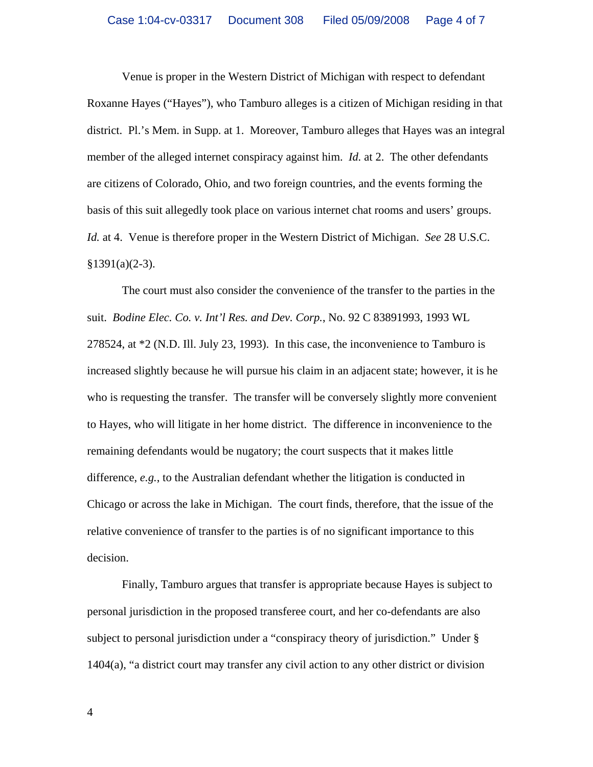Venue is proper in the Western District of Michigan with respect to defendant Roxanne Hayes ("Hayes"), who Tamburo alleges is a citizen of Michigan residing in that district. Pl.'s Mem. in Supp. at 1. Moreover, Tamburo alleges that Hayes was an integral member of the alleged internet conspiracy against him. *Id.* at 2. The other defendants are citizens of Colorado, Ohio, and two foreign countries, and the events forming the basis of this suit allegedly took place on various internet chat rooms and users' groups. *Id.* at 4. Venue is therefore proper in the Western District of Michigan. *See* 28 U.S.C. §1391(a)(2-3).

The court must also consider the convenience of the transfer to the parties in the suit. *Bodine Elec. Co. v. Int'l Res. and Dev. Corp.*, No. 92 C 83891993, 1993 WL 278524, at *2 (N.D. Ill. July 23, 1993). In this case, the inconvenience to Tamburo is increased slightly because he will pursue his claim in an adjacent state; however, it is he who is requesting the transfer. The transfer will be conversely slightly more convenient to Hayes, who will litigate in her home district. The difference in inconvenience to the remaining defendants would be nugatory; the court suspects that it makes little difference, *e.g.*, to the Australian defendant whether the litigation is conducted in Chicago or across the lake in Michigan. The court finds, therefore, that the issue of the relative convenience of transfer to the parties is of no significant importance to this decision.

Finally, Tamburo argues that transfer is appropriate because Hayes is subject to personal jurisdiction in the proposed transferee court, and her co-defendants are also subject to personal jurisdiction under a "conspiracy theory of jurisdiction." Under § 1404(a), "a district court may transfer any civil action to any other district or division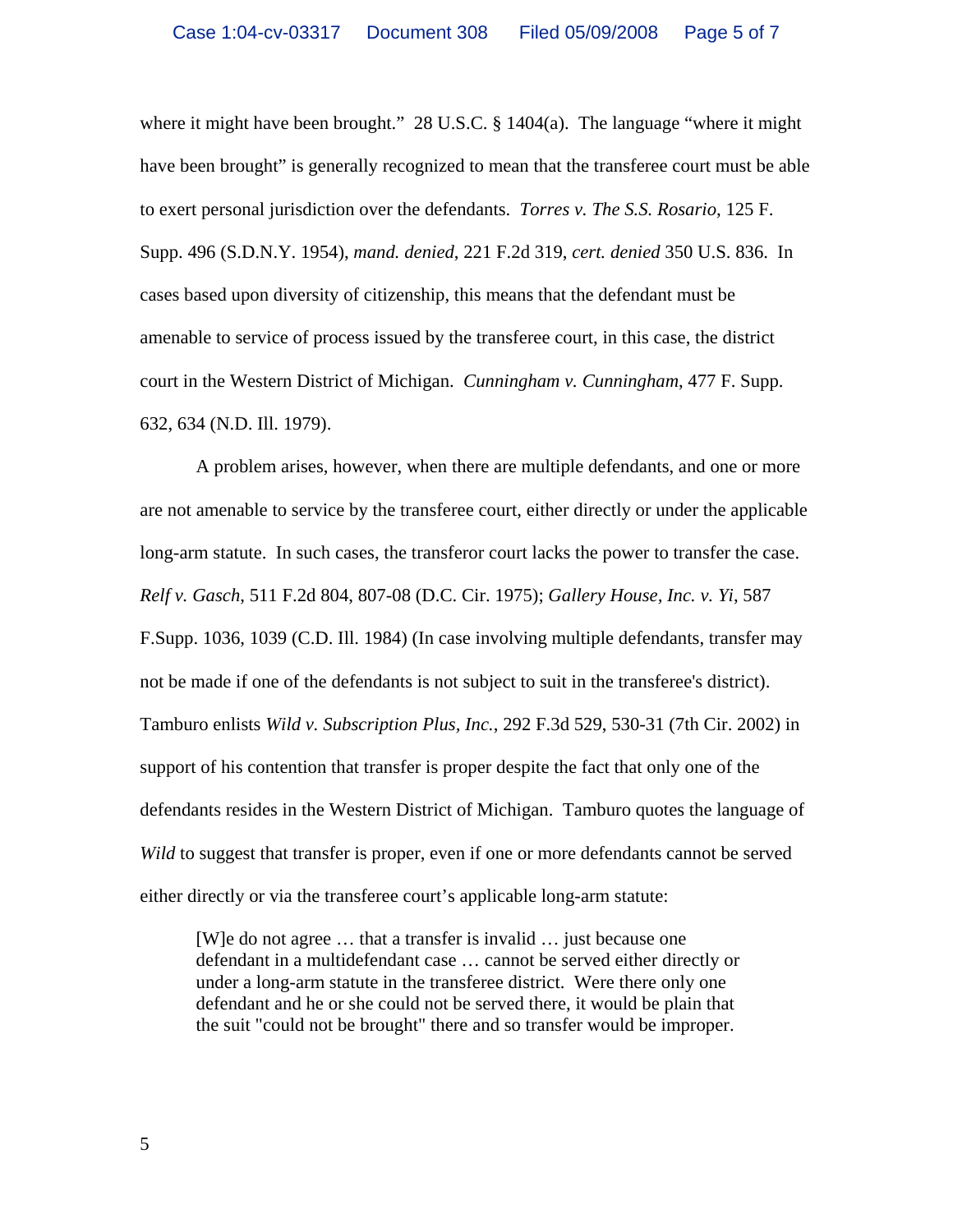where it might have been brought." 28 U.S.C. § 1404(a). The language "where it might have been brought" is generally recognized to mean that the transferee court must be able to exert personal jurisdiction over the defendants. *Torres v. The S.S. Rosario*, 125 F. Supp. 496 (S.D.N.Y. 1954), *mand. denied*, 221 F.2d 319, *cert. denied* 350 U.S. 836. In cases based upon diversity of citizenship, this means that the defendant must be amenable to service of process issued by the transferee court, in this case, the district court in the Western District of Michigan. *Cunningham v. Cunningham*, 477 F. Supp. 632, 634 (N.D. Ill. 1979).

A problem arises, however, when there are multiple defendants, and one or more are not amenable to service by the transferee court, either directly or under the applicable long-arm statute. In such cases, the transferor court lacks the power to transfer the case. *Relf v. Gasch*, 511 F.2d 804, 807-08 (D.C. Cir. 1975); *Gallery House, Inc. v. Yi*, 587 F.Supp. 1036, 1039 (C.D. Ill. 1984) (In case involving multiple defendants, transfer may not be made if one of the defendants is not subject to suit in the transferee's district). Tamburo enlists *Wild v. Subscription Plus, Inc.*, 292 F.3d 529, 530-31 (7th Cir. 2002) in support of his contention that transfer is proper despite the fact that only one of the defendants resides in the Western District of Michigan. Tamburo quotes the language of *Wild* to suggest that transfer is proper, even if one or more defendants cannot be served either directly or via the transferee court's applicable long-arm statute:

> [W]e do not agree … that a transfer is invalid … just because one defendant in a multidefendant case … cannot be served either directly or under a long-arm statute in the transferee district. Were there only one defendant and he or she could not be served there, it would be plain that the suit "could not be brought" there and so transfer would be improper.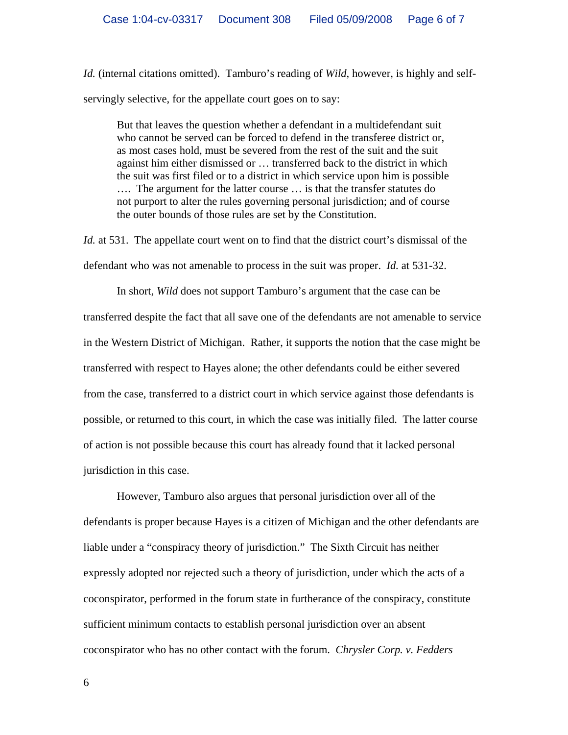*Id.* (internal citations omitted). Tamburo's reading of *Wild*, however, is highly and self-servingly selective, for the appellate court goes on to say:

> But that leaves the question whether a defendant in a multidefendant suit who cannot be served can be forced to defend in the transferee district or, as most cases hold, must be severed from the rest of the suit and the suit against him either dismissed or … transferred back to the district in which the suit was first filed or to a district in which service upon him is possible …. The argument for the latter course … is that the transfer statutes do not purport to alter the rules governing personal jurisdiction; and of course the outer bounds of those rules are set by the Constitution.

*Id.* at 531. The appellate court went on to find that the district court's dismissal of the defendant who was not amenable to process in the suit was proper. *Id.* at 531-32.

In short, *Wild* does not support Tamburo's argument that the case can be transferred despite the fact that all save one of the defendants are not amenable to service in the Western District of Michigan. Rather, it supports the notion that the case might be transferred with respect to Hayes alone; the other defendants could be either severed from the case, transferred to a district court in which service against those defendants is possible, or returned to this court, in which the case was initially filed. The latter course of action is not possible because this court has already found that it lacked personal jurisdiction in this case.

However, Tamburo also argues that personal jurisdiction over all of the defendants is proper because Hayes is a citizen of Michigan and the other defendants are liable under a "conspiracy theory of jurisdiction." The Sixth Circuit has neither expressly adopted nor rejected such a theory of jurisdiction, under which the acts of a coconspirator, performed in the forum state in furtherance of the conspiracy, constitute sufficient minimum contacts to establish personal jurisdiction over an absent coconspirator who has no other contact with the forum. *Chrysler Corp. v. Fedders*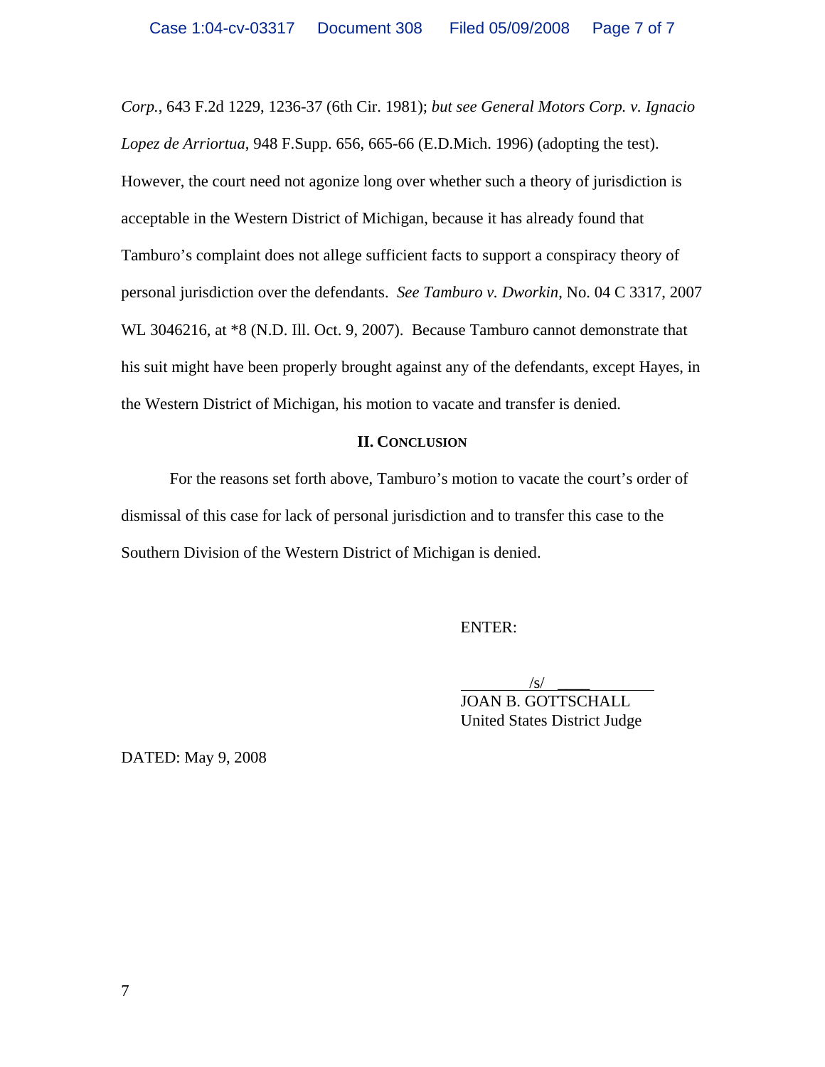*Corp.*, 643 F.2d 1229, 1236-37 (6th Cir. 1981); *but see General Motors Corp. v. Ignacio Lopez de Arriortua*, 948 F.Supp. 656, 665-66 (E.D.Mich. 1996) (adopting the test). However, the court need not agonize long over whether such a theory of jurisdiction is acceptable in the Western District of Michigan, because it has already found that Tamburo's complaint does not allege sufficient facts to support a conspiracy theory of personal jurisdiction over the defendants. *See Tamburo v. Dworkin*, No. 04 C 3317, 2007 WL 3046216, at *8 (N.D. Ill. Oct. 9, 2007). Because Tamburo cannot demonstrate that his suit might have been properly brought against any of the defendants, except Hayes, in the Western District of Michigan, his motion to vacate and transfer is denied.

## II. CONCLUSION

For the reasons set forth above, Tamburo's motion to vacate the court's order of dismissal of this case for lack of personal jurisdiction and to transfer this case to the Southern Division of the Western District of Michigan is denied.

ENTER:

/s/

JOAN B. GOTTSCHALL
United States District Judge

DATED: May 9, 2008